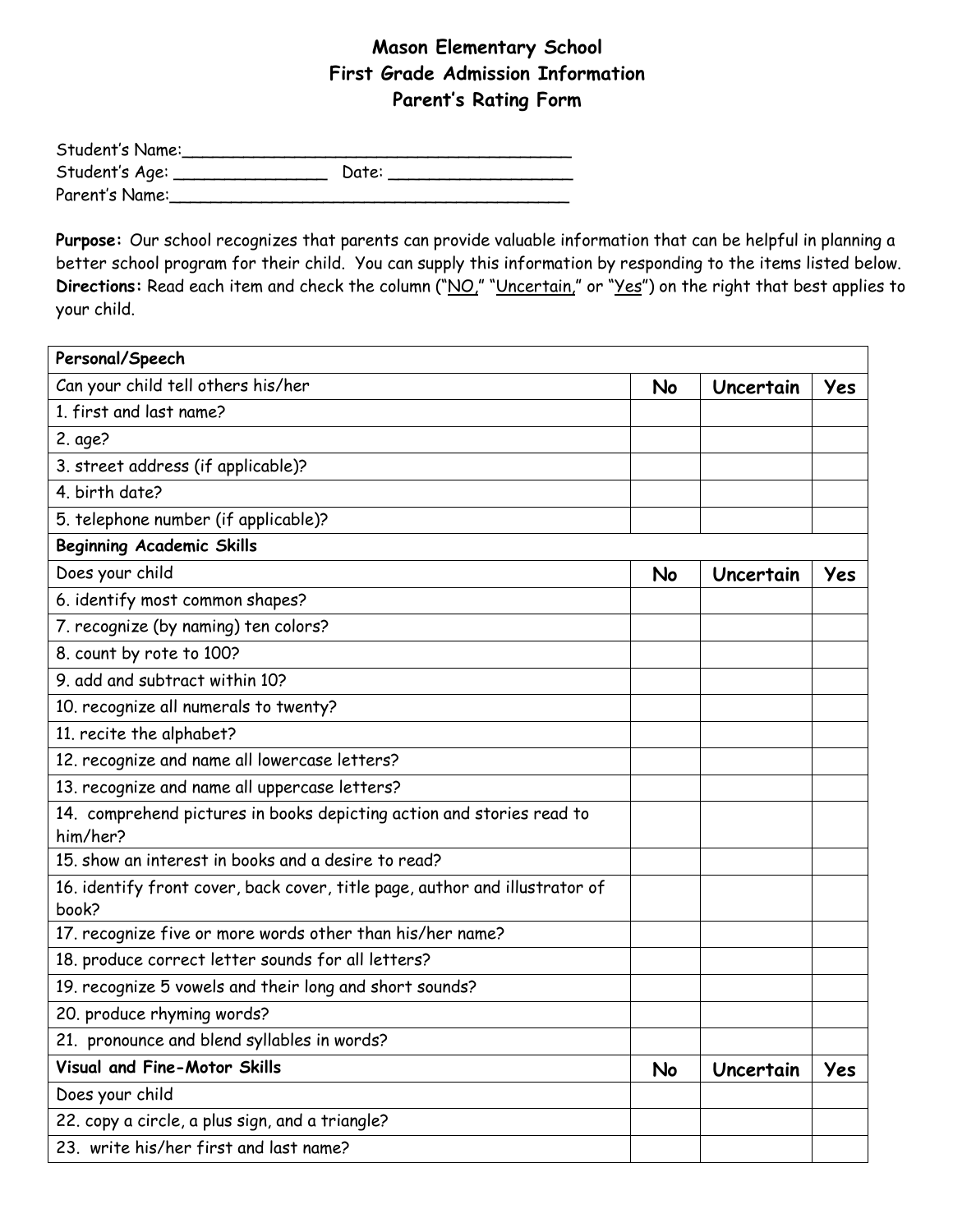# Mason Elementary School
## First Grade Admission Information
## Parent's Rating Form

Student's Name:_______________________________________

Student's Age: _______________ Date: _________________

Parent's Name:_______________________________________

**Purpose:** Our school recognizes that parents can provide valuable information that can be helpful in planning a better school program for their child. You can supply this information by responding to the items listed below.
**Directions:** Read each item and check the column ("NO," "Uncertain," or "Yes") on the right that best applies to your child.

| **Personal/Speech** | | | |
|---|---|---|---|
| Can your child tell others his/her | **No** | **Uncertain** | **Yes** |
| 1. first and last name? | | | |
| 2. age? | | | |
| 3. street address (if applicable)? | | | |
| 4. birth date? | | | |
| 5. telephone number (if applicable)? | | | |
| **Beginning Academic Skills** | | | |
| Does your child | **No** | **Uncertain** | **Yes** |
| 6. identify most common shapes? | | | |
| 7. recognize (by naming) ten colors? | | | |
| 8. count by rote to 100? | | | |
| 9. add and subtract within 10? | | | |
| 10. recognize all numerals to twenty? | | | |
| 11. recite the alphabet? | | | |
| 12. recognize and name all lowercase letters? | | | |
| 13. recognize and name all uppercase letters? | | | |
| 14. comprehend pictures in books depicting action and stories read to him/her? | | | |
| 15. show an interest in books and a desire to read? | | | |
| 16. identify front cover, back cover, title page, author and illustrator of book? | | | |
| 17. recognize five or more words other than his/her name? | | | |
| 18. produce correct letter sounds for all letters? | | | |
| 19. recognize 5 vowels and their long and short sounds? | | | |
| 20. produce rhyming words? | | | |
| 21. pronounce and blend syllables in words? | | | |
| **Visual and Fine-Motor Skills** | **No** | **Uncertain** | **Yes** |
| Does your child | | | |
| 22. copy a circle, a plus sign, and a triangle? | | | |
| 23. write his/her first and last name? | | | |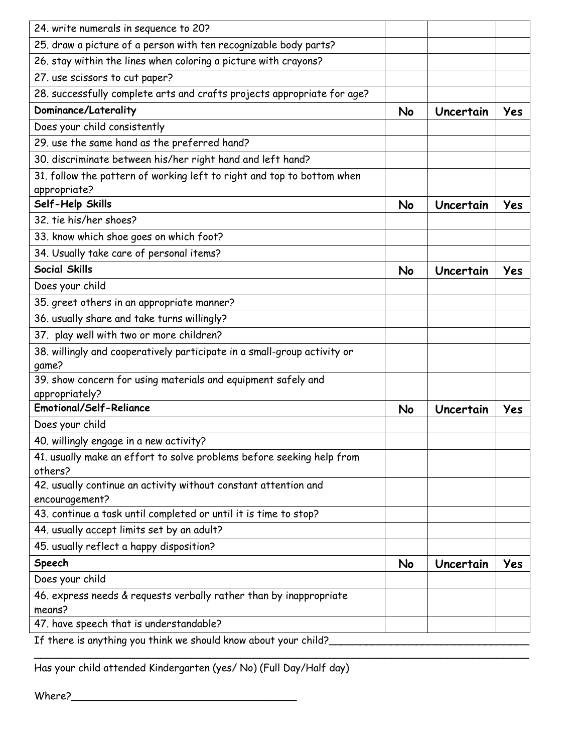| | | | |
|---|---|---|---|
| 24. write numerals in sequence to 20? | | | |
| 25. draw a picture of a person with ten recognizable body parts? | | | |
| 26. stay within the lines when coloring a picture with crayons? | | | |
| 27. use scissors to cut paper? | | | |
| 28. successfully complete arts and crafts projects appropriate for age? | | | |
| **Dominance/Laterality** | **No** | **Uncertain** | **Yes** |
| Does your child consistently | | | |
| 29. use the same hand as the preferred hand? | | | |
| 30. discriminate between his/her right hand and left hand? | | | |
| 31. follow the pattern of working left to right and top to bottom when appropriate? | | | |
| **Self-Help Skills** | **No** | **Uncertain** | **Yes** |
| 32. tie his/her shoes? | | | |
| 33. know which shoe goes on which foot? | | | |
| 34. Usually take care of personal items? | | | |
| **Social Skills** | **No** | **Uncertain** | **Yes** |
| Does your child | | | |
| 35. greet others in an appropriate manner? | | | |
| 36. usually share and take turns willingly? | | | |
| 37. play well with two or more children? | | | |
| 38. willingly and cooperatively participate in a small-group activity or game? | | | |
| 39. show concern for using materials and equipment safely and appropriately? | | | |
| **Emotional/Self-Reliance** | **No** | **Uncertain** | **Yes** |
| Does your child | | | |
| 40. willingly engage in a new activity? | | | |
| 41. usually make an effort to solve problems before seeking help from others? | | | |
| 42. usually continue an activity without constant attention and encouragement? | | | |
| 43. continue a task until completed or until it is time to stop? | | | |
| 44. usually accept limits set by an adult? | | | |
| 45. usually reflect a happy disposition? | | | |
| **Speech** | **No** | **Uncertain** | **Yes** |
| Does your child | | | |
| 46. express needs & requests verbally rather than by inappropriate means? | | | |
| 47. have speech that is understandable? | | | |

If there is anything you think we should know about your child?________________________________

_____________________________________________________________________________

Has your child attended Kindergarten (yes/ No) (Full Day/Half day)

Where?_____________________________________